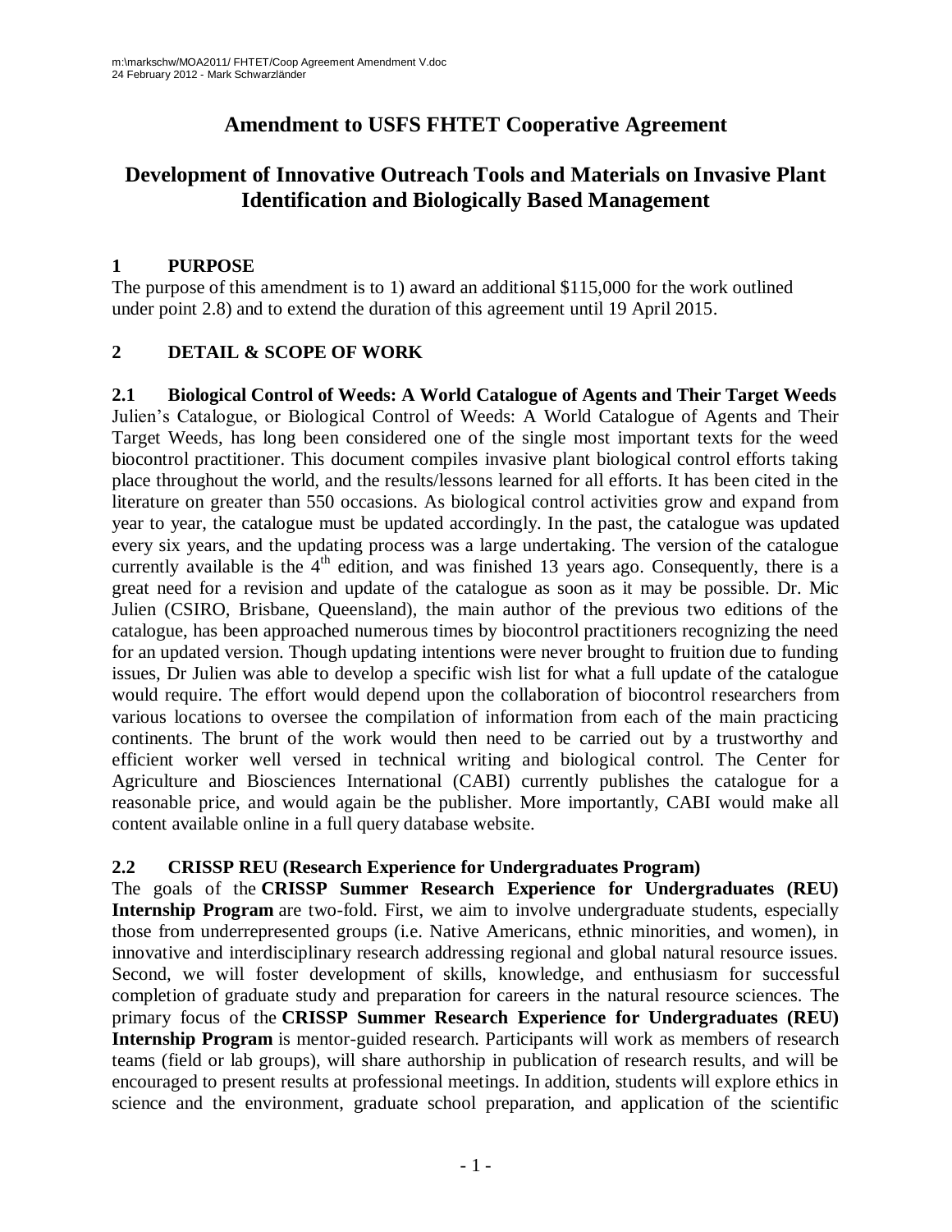m:\markschw/MOA2011/ FHTET/Coop Agreement Amendment V.doc
24 February 2012 - Mark Schwarzländer

# Amendment to USFS FHTET Cooperative Agreement

# Development of Innovative Outreach Tools and Materials on Invasive Plant Identification and Biologically Based Management

## 1 PURPOSE

The purpose of this amendment is to 1) award an additional $115,000 for the work outlined under point 2.8) and to extend the duration of this agreement until 19 April 2015.

## 2 DETAIL & SCOPE OF WORK

### 2.1 Biological Control of Weeds: A World Catalogue of Agents and Their Target Weeds

Julien's Catalogue, or Biological Control of Weeds: A World Catalogue of Agents and Their Target Weeds, has long been considered one of the single most important texts for the weed biocontrol practitioner. This document compiles invasive plant biological control efforts taking place throughout the world, and the results/lessons learned for all efforts. It has been cited in the literature on greater than 550 occasions. As biological control activities grow and expand from year to year, the catalogue must be updated accordingly. In the past, the catalogue was updated every six years, and the updating process was a large undertaking. The version of the catalogue currently available is the 4th edition, and was finished 13 years ago. Consequently, there is a great need for a revision and update of the catalogue as soon as it may be possible. Dr. Mic Julien (CSIRO, Brisbane, Queensland), the main author of the previous two editions of the catalogue, has been approached numerous times by biocontrol practitioners recognizing the need for an updated version. Though updating intentions were never brought to fruition due to funding issues, Dr Julien was able to develop a specific wish list for what a full update of the catalogue would require. The effort would depend upon the collaboration of biocontrol researchers from various locations to oversee the compilation of information from each of the main practicing continents. The brunt of the work would then need to be carried out by a trustworthy and efficient worker well versed in technical writing and biological control. The Center for Agriculture and Biosciences International (CABI) currently publishes the catalogue for a reasonable price, and would again be the publisher. More importantly, CABI would make all content available online in a full query database website.

### 2.2 CRISSP REU (Research Experience for Undergraduates Program)

The goals of the **CRISSP Summer Research Experience for Undergraduates (REU) Internship Program** are two-fold. First, we aim to involve undergraduate students, especially those from underrepresented groups (i.e. Native Americans, ethnic minorities, and women), in innovative and interdisciplinary research addressing regional and global natural resource issues. Second, we will foster development of skills, knowledge, and enthusiasm for successful completion of graduate study and preparation for careers in the natural resource sciences. The primary focus of the **CRISSP Summer Research Experience for Undergraduates (REU) Internship Program** is mentor-guided research. Participants will work as members of research teams (field or lab groups), will share authorship in publication of research results, and will be encouraged to present results at professional meetings. In addition, students will explore ethics in science and the environment, graduate school preparation, and application of the scientific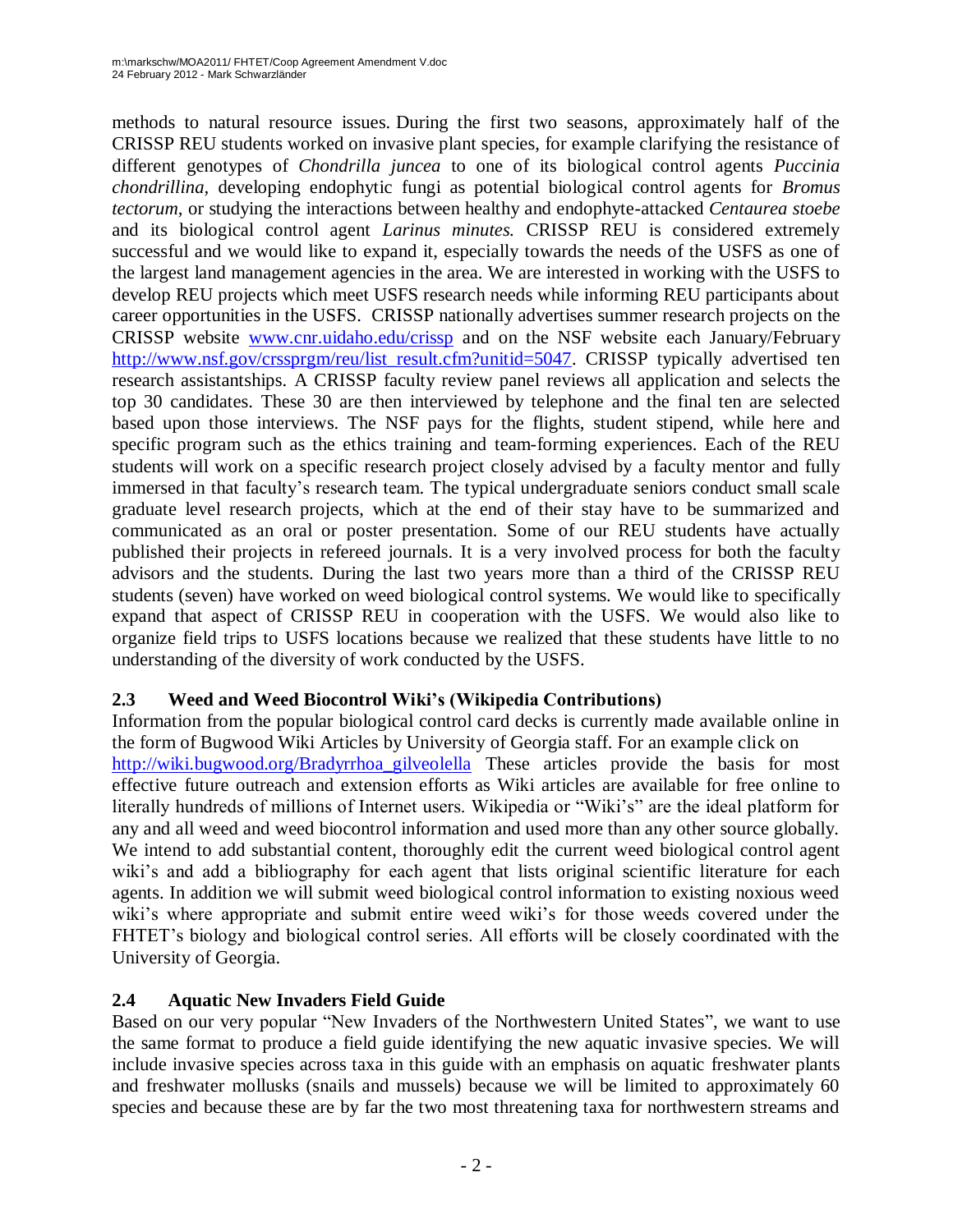methods to natural resource issues. During the first two seasons, approximately half of the CRISSP REU students worked on invasive plant species, for example clarifying the resistance of different genotypes of *Chondrilla juncea* to one of its biological control agents *Puccinia chondrillina*, developing endophytic fungi as potential biological control agents for *Bromus tectorum*, or studying the interactions between healthy and endophyte-attacked *Centaurea stoebe* and its biological control agent *Larinus minutes.* CRISSP REU is considered extremely successful and we would like to expand it, especially towards the needs of the USFS as one of the largest land management agencies in the area. We are interested in working with the USFS to develop REU projects which meet USFS research needs while informing REU participants about career opportunities in the USFS. CRISSP nationally advertises summer research projects on the CRISSP website www.cnr.uidaho.edu/crissp and on the NSF website each January/February http://www.nsf.gov/crssprgm/reu/list_result.cfm?unitid=5047. CRISSP typically advertised ten research assistantships. A CRISSP faculty review panel reviews all application and selects the top 30 candidates. These 30 are then interviewed by telephone and the final ten are selected based upon those interviews. The NSF pays for the flights, student stipend, while here and specific program such as the ethics training and team-forming experiences. Each of the REU students will work on a specific research project closely advised by a faculty mentor and fully immersed in that faculty's research team. The typical undergraduate seniors conduct small scale graduate level research projects, which at the end of their stay have to be summarized and communicated as an oral or poster presentation. Some of our REU students have actually published their projects in refereed journals. It is a very involved process for both the faculty advisors and the students. During the last two years more than a third of the CRISSP REU students (seven) have worked on weed biological control systems. We would like to specifically expand that aspect of CRISSP REU in cooperation with the USFS. We would also like to organize field trips to USFS locations because we realized that these students have little to no understanding of the diversity of work conducted by the USFS.

### 2.3 Weed and Weed Biocontrol Wiki's (Wikipedia Contributions)

Information from the popular biological control card decks is currently made available online in the form of Bugwood Wiki Articles by University of Georgia staff. For an example click on http://wiki.bugwood.org/Bradyrrhoa_gilveolella These articles provide the basis for most effective future outreach and extension efforts as Wiki articles are available for free online to literally hundreds of millions of Internet users. Wikipedia or "Wiki's" are the ideal platform for any and all weed and weed biocontrol information and used more than any other source globally. We intend to add substantial content, thoroughly edit the current weed biological control agent wiki's and add a bibliography for each agent that lists original scientific literature for each agents. In addition we will submit weed biological control information to existing noxious weed wiki's where appropriate and submit entire weed wiki's for those weeds covered under the FHTET's biology and biological control series. All efforts will be closely coordinated with the University of Georgia.

### 2.4 Aquatic New Invaders Field Guide

Based on our very popular "New Invaders of the Northwestern United States", we want to use the same format to produce a field guide identifying the new aquatic invasive species. We will include invasive species across taxa in this guide with an emphasis on aquatic freshwater plants and freshwater mollusks (snails and mussels) because we will be limited to approximately 60 species and because these are by far the two most threatening taxa for northwestern streams and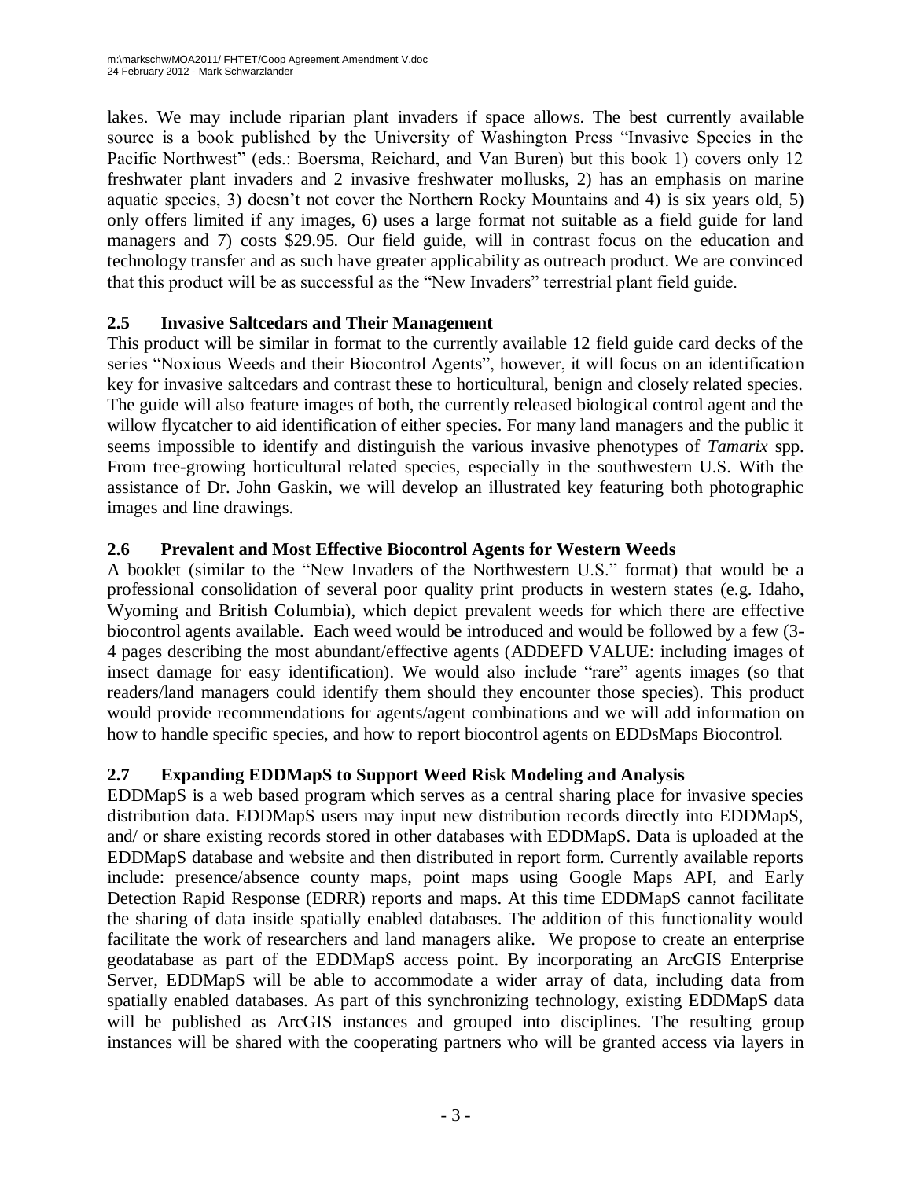lakes. We may include riparian plant invaders if space allows. The best currently available source is a book published by the University of Washington Press "Invasive Species in the Pacific Northwest" (eds.: Boersma, Reichard, and Van Buren) but this book 1) covers only 12 freshwater plant invaders and 2 invasive freshwater mollusks, 2) has an emphasis on marine aquatic species, 3) doesn't not cover the Northern Rocky Mountains and 4) is six years old, 5) only offers limited if any images, 6) uses a large format not suitable as a field guide for land managers and 7) costs $29.95. Our field guide, will in contrast focus on the education and technology transfer and as such have greater applicability as outreach product. We are convinced that this product will be as successful as the "New Invaders" terrestrial plant field guide.

## 2.5 Invasive Saltcedars and Their Management

This product will be similar in format to the currently available 12 field guide card decks of the series "Noxious Weeds and their Biocontrol Agents", however, it will focus on an identification key for invasive saltcedars and contrast these to horticultural, benign and closely related species. The guide will also feature images of both, the currently released biological control agent and the willow flycatcher to aid identification of either species. For many land managers and the public it seems impossible to identify and distinguish the various invasive phenotypes of *Tamarix* spp. From tree-growing horticultural related species, especially in the southwestern U.S. With the assistance of Dr. John Gaskin, we will develop an illustrated key featuring both photographic images and line drawings.

## 2.6 Prevalent and Most Effective Biocontrol Agents for Western Weeds

A booklet (similar to the "New Invaders of the Northwestern U.S." format) that would be a professional consolidation of several poor quality print products in western states (e.g. Idaho, Wyoming and British Columbia), which depict prevalent weeds for which there are effective biocontrol agents available. Each weed would be introduced and would be followed by a few (3-4 pages describing the most abundant/effective agents (ADDEFD VALUE: including images of insect damage for easy identification). We would also include "rare" agents images (so that readers/land managers could identify them should they encounter those species). This product would provide recommendations for agents/agent combinations and we will add information on how to handle specific species, and how to report biocontrol agents on EDDsMaps Biocontrol.

## 2.7 Expanding EDDMapS to Support Weed Risk Modeling and Analysis

EDDMapS is a web based program which serves as a central sharing place for invasive species distribution data. EDDMapS users may input new distribution records directly into EDDMapS, and/ or share existing records stored in other databases with EDDMapS. Data is uploaded at the EDDMapS database and website and then distributed in report form. Currently available reports include: presence/absence county maps, point maps using Google Maps API, and Early Detection Rapid Response (EDRR) reports and maps. At this time EDDMapS cannot facilitate the sharing of data inside spatially enabled databases. The addition of this functionality would facilitate the work of researchers and land managers alike. We propose to create an enterprise geodatabase as part of the EDDMapS access point. By incorporating an ArcGIS Enterprise Server, EDDMapS will be able to accommodate a wider array of data, including data from spatially enabled databases. As part of this synchronizing technology, existing EDDMapS data will be published as ArcGIS instances and grouped into disciplines. The resulting group instances will be shared with the cooperating partners who will be granted access via layers in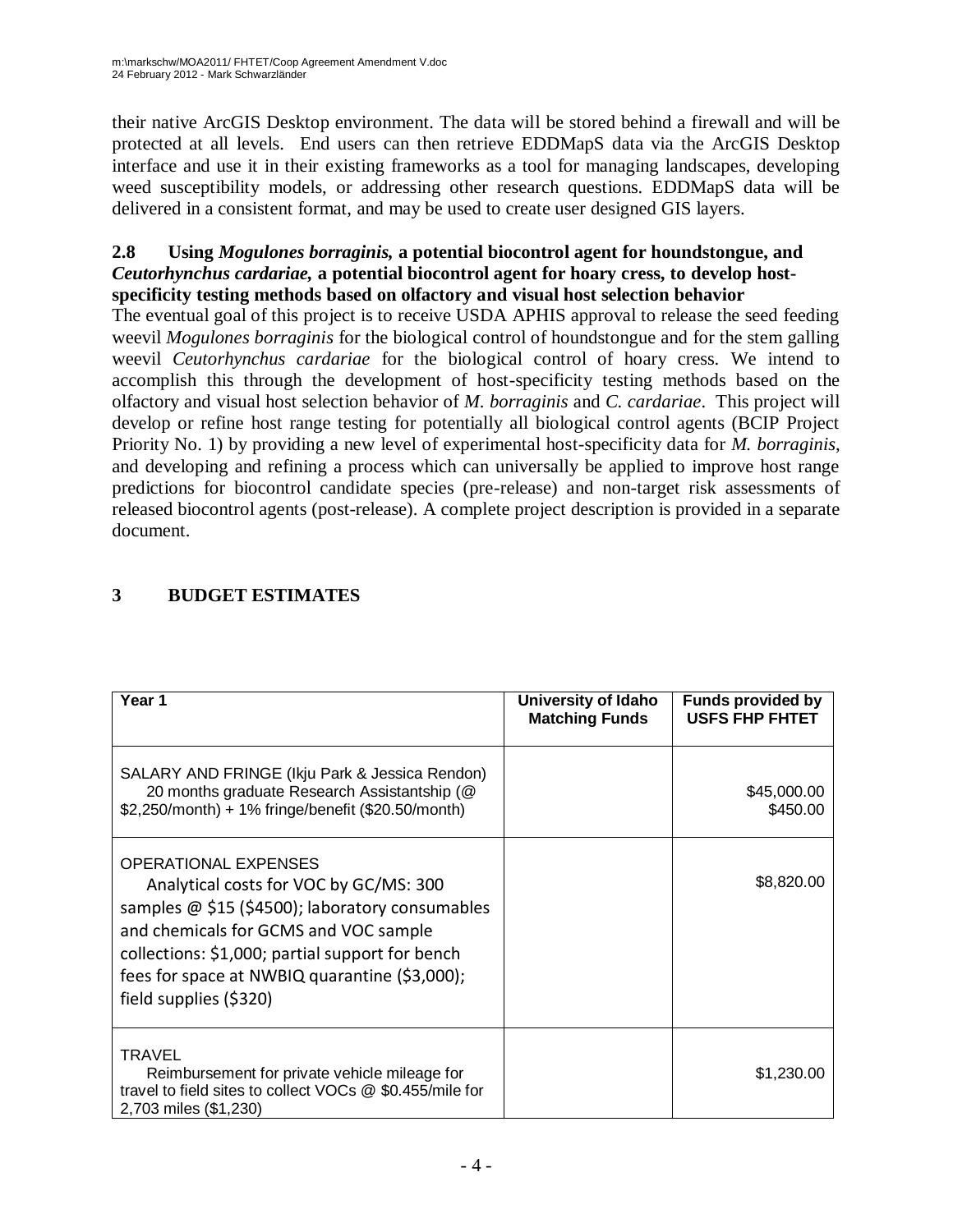their native ArcGIS Desktop environment. The data will be stored behind a firewall and will be protected at all levels. End users can then retrieve EDDMapS data via the ArcGIS Desktop interface and use it in their existing frameworks as a tool for managing landscapes, developing weed susceptibility models, or addressing other research questions. EDDMapS data will be delivered in a consistent format, and may be used to create user designed GIS layers.

### 2.8 Using *Mogulones borraginis,* a potential biocontrol agent for houndstongue, and *Ceutorhynchus cardariae,* a potential biocontrol agent for hoary cress, to develop host-specificity testing methods based on olfactory and visual host selection behavior

The eventual goal of this project is to receive USDA APHIS approval to release the seed feeding weevil *Mogulones borraginis* for the biological control of houndstongue and for the stem galling weevil *Ceutorhynchus cardariae* for the biological control of hoary cress. We intend to accomplish this through the development of host-specificity testing methods based on the olfactory and visual host selection behavior of *M. borraginis* and *C. cardariae*. This project will develop or refine host range testing for potentially all biological control agents (BCIP Project Priority No. 1) by providing a new level of experimental host-specificity data for *M. borraginis*, and developing and refining a process which can universally be applied to improve host range predictions for biocontrol candidate species (pre-release) and non-target risk assessments of released biocontrol agents (post-release). A complete project description is provided in a separate document.

## 3 BUDGET ESTIMATES

| Year 1 | University of Idaho Matching Funds | Funds provided by USFS FHP FHTET |
|---|---|---|
| SALARY AND FRINGE (Ikju Park & Jessica Rendon) 20 months graduate Research Assistantship (@ $2,250/month) + 1% fringe/benefit ($20.50/month) | | $45,000.00<br>$450.00 |
| OPERATIONAL EXPENSES Analytical costs for VOC by GC/MS: 300 samples @ $15 ($4500); laboratory consumables and chemicals for GCMS and VOC sample collections: $1,000; partial support for bench fees for space at NWBIQ quarantine ($3,000); field supplies ($320) | | $8,820.00 |
| TRAVEL Reimbursement for private vehicle mileage for travel to field sites to collect VOCs @ $0.455/mile for 2,703 miles ($1,230) | | $1,230.00 |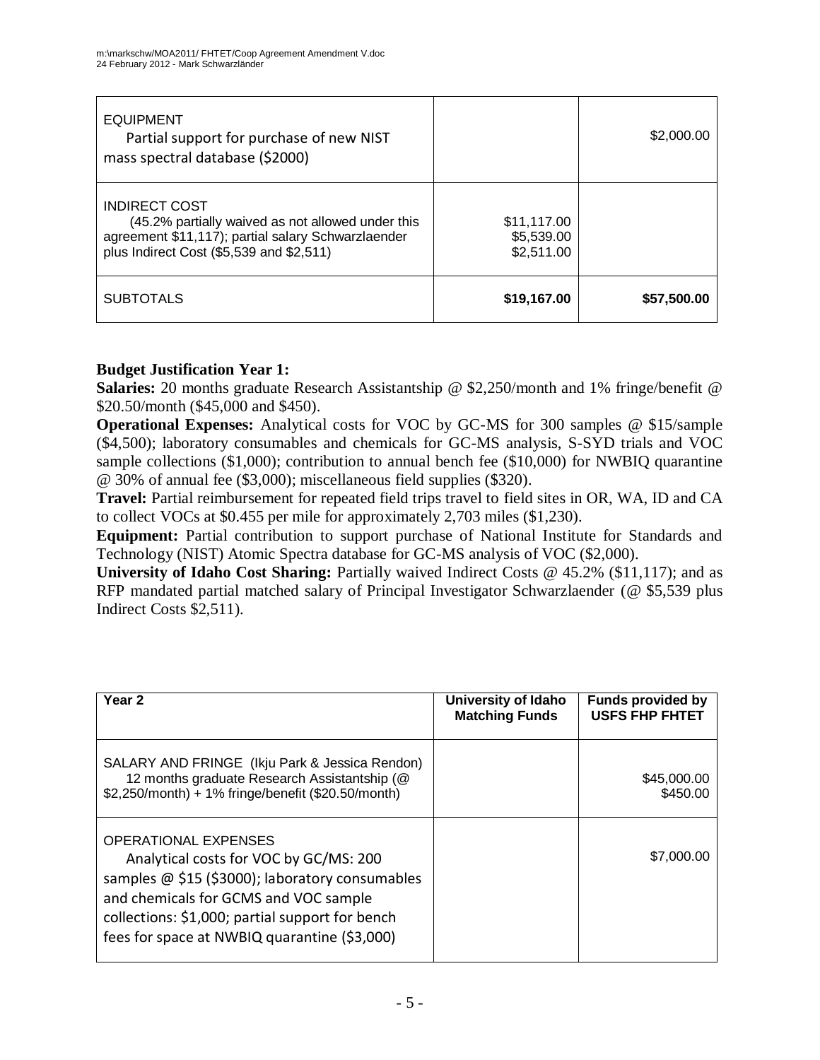| | | |
|---|---|---|
| EQUIPMENT<br>Partial support for purchase of new NIST mass spectral database ($2000) | | $2,000.00 |
| INDIRECT COST<br>(45.2% partially waived as not allowed under this agreement $11,117); partial salary Schwarzlaender plus Indirect Cost ($5,539 and $2,511) | $11,117.00<br>$5,539.00<br>$2,511.00 | |
| SUBTOTALS | **$19,167.00** | **$57,500.00** |

**Budget Justification Year 1:**

**Salaries:** 20 months graduate Research Assistantship @ $2,250/month and 1% fringe/benefit @ $20.50/month ($45,000 and $450).

**Operational Expenses:** Analytical costs for VOC by GC-MS for 300 samples @ $15/sample ($4,500); laboratory consumables and chemicals for GC-MS analysis, S-SYD trials and VOC sample collections ($1,000); contribution to annual bench fee ($10,000) for NWBIQ quarantine @ 30% of annual fee ($3,000); miscellaneous field supplies ($320).

**Travel:** Partial reimbursement for repeated field trips travel to field sites in OR, WA, ID and CA to collect VOCs at $0.455 per mile for approximately 2,703 miles ($1,230).

**Equipment:** Partial contribution to support purchase of National Institute for Standards and Technology (NIST) Atomic Spectra database for GC-MS analysis of VOC ($2,000).

**University of Idaho Cost Sharing:** Partially waived Indirect Costs @ 45.2% ($11,117); and as RFP mandated partial matched salary of Principal Investigator Schwarzlaender (@ $5,539 plus Indirect Costs $2,511).

| Year 2 | University of Idaho Matching Funds | Funds provided by USFS FHP FHTET |
|---|---|---|
| SALARY AND FRINGE (Ikju Park & Jessica Rendon)<br>12 months graduate Research Assistantship (@ $2,250/month) + 1% fringe/benefit ($20.50/month) | | $45,000.00<br>$450.00 |
| OPERATIONAL EXPENSES<br>Analytical costs for VOC by GC/MS: 200 samples @ $15 ($3000); laboratory consumables and chemicals for GCMS and VOC sample collections: $1,000; partial support for bench fees for space at NWBIQ quarantine ($3,000) | | $7,000.00 |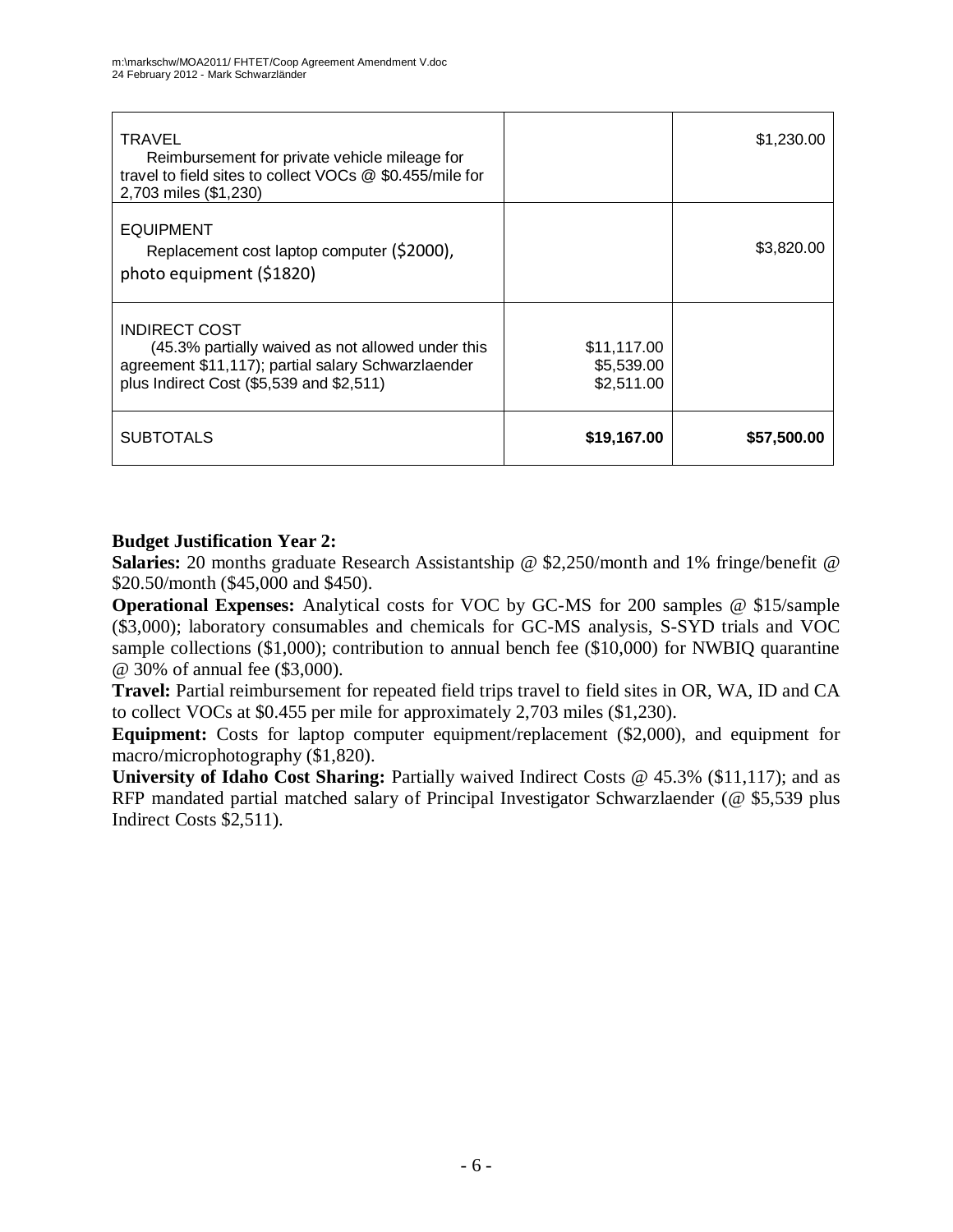| | | |
|---|---|---|
| TRAVEL<br>Reimbursement for private vehicle mileage for travel to field sites to collect VOCs @ $0.455/mile for 2,703 miles ($1,230) | | $1,230.00 |
| EQUIPMENT<br>Replacement cost laptop computer ($2000), photo equipment ($1820) | | $3,820.00 |
| INDIRECT COST<br>(45.3% partially waived as not allowed under this agreement $11,117); partial salary Schwarzlaender plus Indirect Cost ($5,539 and $2,511) | $11,117.00<br>$5,539.00<br>$2,511.00 | |
| SUBTOTALS | **$19,167.00** | **$57,500.00** |

**Budget Justification Year 2:**

**Salaries:** 20 months graduate Research Assistantship @ $2,250/month and 1% fringe/benefit @ $20.50/month ($45,000 and $450).

**Operational Expenses:** Analytical costs for VOC by GC-MS for 200 samples @ $15/sample ($3,000); laboratory consumables and chemicals for GC-MS analysis, S-SYD trials and VOC sample collections ($1,000); contribution to annual bench fee ($10,000) for NWBIQ quarantine @ 30% of annual fee ($3,000).

**Travel:** Partial reimbursement for repeated field trips travel to field sites in OR, WA, ID and CA to collect VOCs at $0.455 per mile for approximately 2,703 miles ($1,230).

**Equipment:** Costs for laptop computer equipment/replacement ($2,000), and equipment for macro/microphotography ($1,820).

**University of Idaho Cost Sharing:** Partially waived Indirect Costs @ 45.3% ($11,117); and as RFP mandated partial matched salary of Principal Investigator Schwarzlaender (@ $5,539 plus Indirect Costs $2,511).